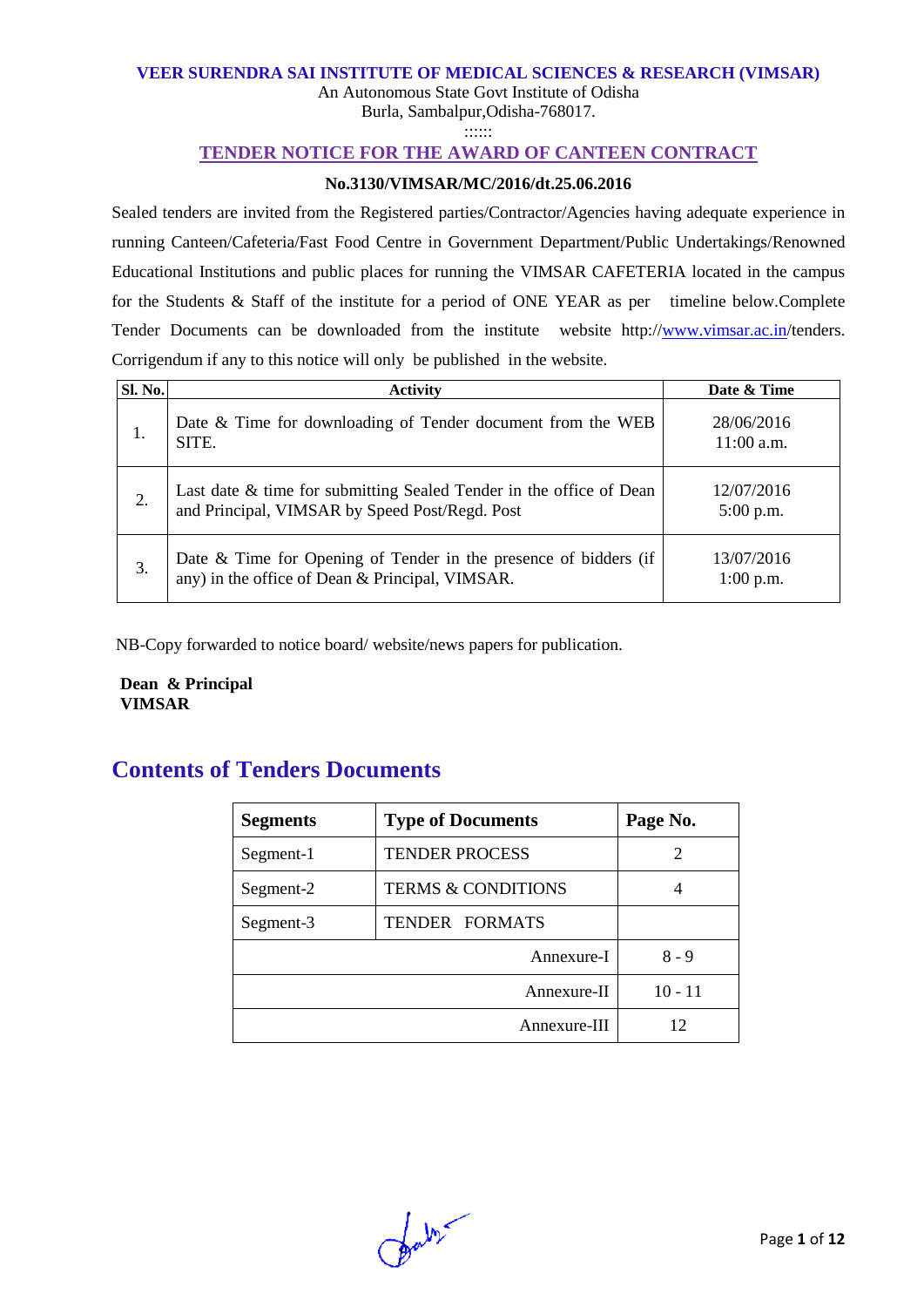**VEER SURENDRA SAI INSTITUTE OF MEDICAL SCIENCES & RESEARCH (VIMSAR)**

An Autonomous State Govt Institute of Odisha

Burla, Sambalpur,Odisha-768017.

::::::

## TENDER NOTICE FOR THE AWARD OF CANTEEN CONTRACT

**No.3130/VIMSAR/MC/2016/dt.25.06.2016**

Sealed tenders are invited from the Registered parties/Contractor/Agencies having adequate experience in running Canteen/Cafeteria/Fast Food Centre in Government Department/Public Undertakings/Renowned Educational Institutions and public places for running the VIMSAR CAFETERIA located in the campus for the Students & Staff of the institute for a period of ONE YEAR as per timeline below.Complete Tender Documents can be downloaded from the institute website http://www.vimsar.ac.in/tenders. Corrigendum if any to this notice will only be published in the website.

| Sl. No. | Activity | Date & Time |
|---|---|---|
| 1. | Date & Time for downloading of Tender document from the WEB SITE. | 28/06/2016 11:00 a.m. |
| 2. | Last date & time for submitting Sealed Tender in the office of Dean and Principal, VIMSAR by Speed Post/Regd. Post | 12/07/2016 5:00 p.m. |
| 3. | Date & Time for Opening of Tender in the presence of bidders (if any) in the office of Dean & Principal, VIMSAR. | 13/07/2016 1:00 p.m. |

NB-Copy forwarded to notice board/ website/news papers for publication.

**Dean & Principal**
**VIMSAR**

## Contents of Tenders Documents

| Segments | Type of Documents | Page No. |
|---|---|---|
| Segment-1 | TENDER PROCESS | 2 |
| Segment-2 | TERMS & CONDITIONS | 4 |
| Segment-3 | TENDER FORMATS | |
| | Annexure-I | 8 - 9 |
| | Annexure-II | 10 - 11 |
| | Annexure-III | 12 |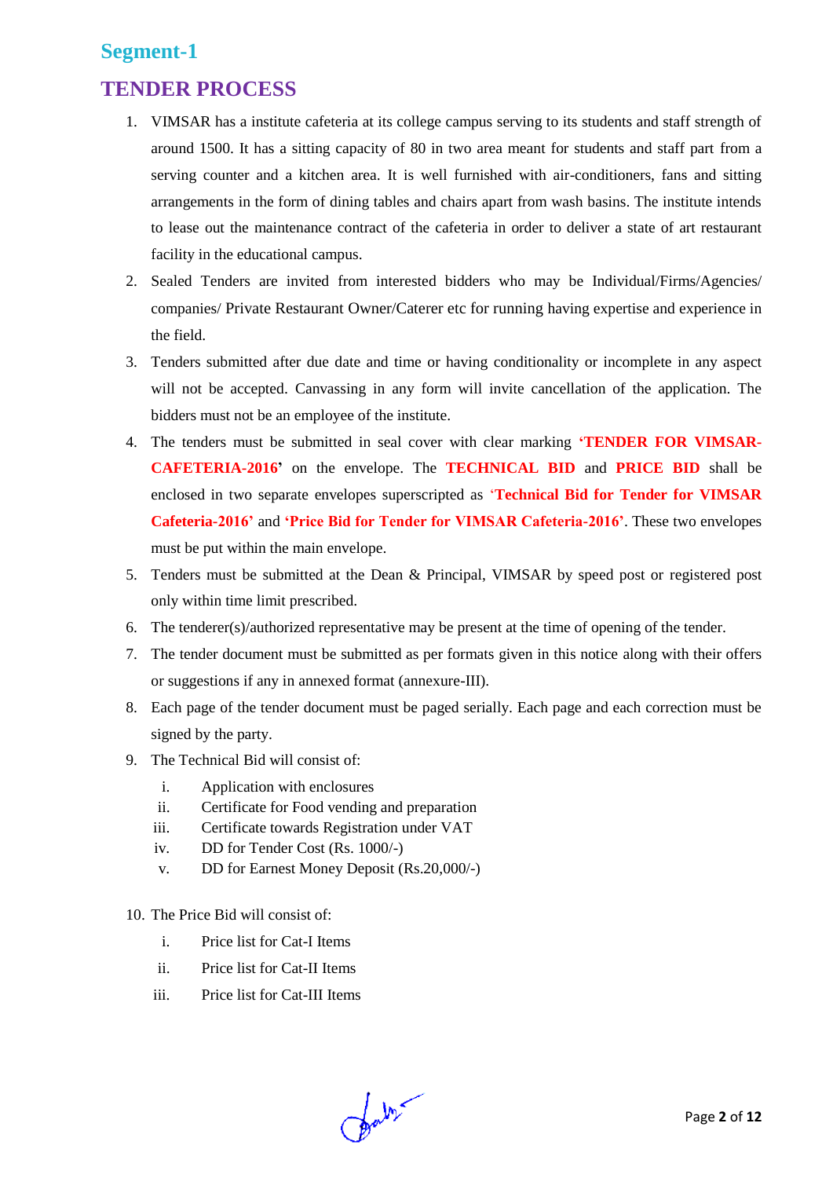## Segment-1

# TENDER PROCESS

1. VIMSAR has a institute cafeteria at its college campus serving to its students and staff strength of around 1500. It has a sitting capacity of 80 in two area meant for students and staff part from a serving counter and a kitchen area. It is well furnished with air-conditioners, fans and sitting arrangements in the form of dining tables and chairs apart from wash basins. The institute intends to lease out the maintenance contract of the cafeteria in order to deliver a state of art restaurant facility in the educational campus.
2. Sealed Tenders are invited from interested bidders who may be Individual/Firms/Agencies/ companies/ Private Restaurant Owner/Caterer etc for running having expertise and experience in the field.
3. Tenders submitted after due date and time or having conditionality or incomplete in any aspect will not be accepted. Canvassing in any form will invite cancellation of the application. The bidders must not be an employee of the institute.
4. The tenders must be submitted in seal cover with clear marking **'TENDER FOR VIMSAR-CAFETERIA-2016'** on the envelope. The **TECHNICAL BID** and **PRICE BID** shall be enclosed in two separate envelopes superscripted as **'Technical Bid for Tender for VIMSAR Cafeteria-2016'** and **'Price Bid for Tender for VIMSAR Cafeteria-2016'**. These two envelopes must be put within the main envelope.
5. Tenders must be submitted at the Dean & Principal, VIMSAR by speed post or registered post only within time limit prescribed.
6. The tenderer(s)/authorized representative may be present at the time of opening of the tender.
7. The tender document must be submitted as per formats given in this notice along with their offers or suggestions if any in annexed format (annexure-III).
8. Each page of the tender document must be paged serially. Each page and each correction must be signed by the party.
9. The Technical Bid will consist of:
   i. Application with enclosures
   ii. Certificate for Food vending and preparation
   iii. Certificate towards Registration under VAT
   iv. DD for Tender Cost (Rs. 1000/-)
   v. DD for Earnest Money Deposit (Rs.20,000/-)
10. The Price Bid will consist of:
    i. Price list for Cat-I Items
    ii. Price list for Cat-II Items
    iii. Price list for Cat-III Items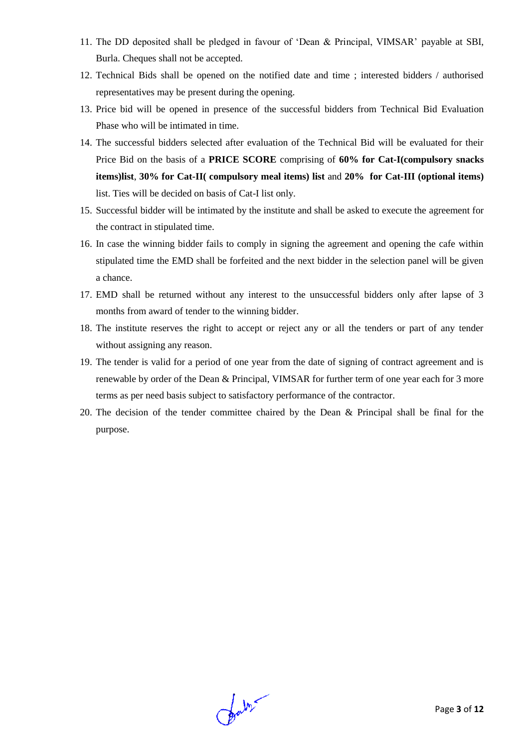11. The DD deposited shall be pledged in favour of 'Dean & Principal, VIMSAR' payable at SBI, Burla. Cheques shall not be accepted.
12. Technical Bids shall be opened on the notified date and time ; interested bidders / authorised representatives may be present during the opening.
13. Price bid will be opened in presence of the successful bidders from Technical Bid Evaluation Phase who will be intimated in time.
14. The successful bidders selected after evaluation of the Technical Bid will be evaluated for their Price Bid on the basis of a **PRICE SCORE** comprising of **60% for Cat-I(compulsory snacks items)list**, **30% for Cat-II( compulsory meal items) list** and **20% for Cat-III (optional items)** list. Ties will be decided on basis of Cat-I list only.
15. Successful bidder will be intimated by the institute and shall be asked to execute the agreement for the contract in stipulated time.
16. In case the winning bidder fails to comply in signing the agreement and opening the cafe within stipulated time the EMD shall be forfeited and the next bidder in the selection panel will be given a chance.
17. EMD shall be returned without any interest to the unsuccessful bidders only after lapse of 3 months from award of tender to the winning bidder.
18. The institute reserves the right to accept or reject any or all the tenders or part of any tender without assigning any reason.
19. The tender is valid for a period of one year from the date of signing of contract agreement and is renewable by order of the Dean & Principal, VIMSAR for further term of one year each for 3 more terms as per need basis subject to satisfactory performance of the contractor.
20. The decision of the tender committee chaired by the Dean & Principal shall be final for the purpose.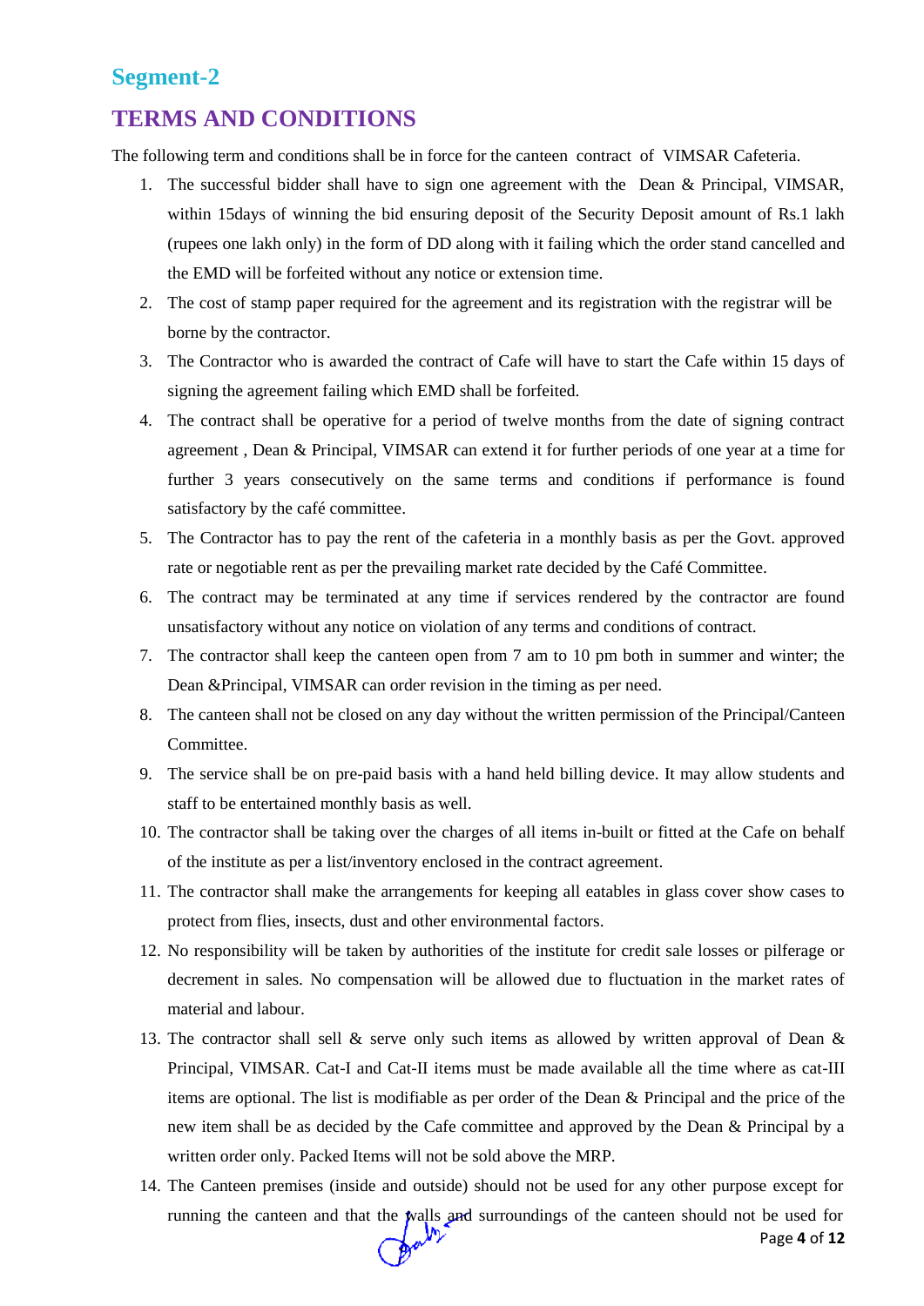## Segment-2

# TERMS AND CONDITIONS

The following term and conditions shall be in force for the canteen contract of VIMSAR Cafeteria.

1. The successful bidder shall have to sign one agreement with the Dean & Principal, VIMSAR, within 15days of winning the bid ensuring deposit of the Security Deposit amount of Rs.1 lakh (rupees one lakh only) in the form of DD along with it failing which the order stand cancelled and the EMD will be forfeited without any notice or extension time.
2. The cost of stamp paper required for the agreement and its registration with the registrar will be borne by the contractor.
3. The Contractor who is awarded the contract of Cafe will have to start the Cafe within 15 days of signing the agreement failing which EMD shall be forfeited.
4. The contract shall be operative for a period of twelve months from the date of signing contract agreement , Dean & Principal, VIMSAR can extend it for further periods of one year at a time for further 3 years consecutively on the same terms and conditions if performance is found satisfactory by the café committee.
5. The Contractor has to pay the rent of the cafeteria in a monthly basis as per the Govt. approved rate or negotiable rent as per the prevailing market rate decided by the Café Committee.
6. The contract may be terminated at any time if services rendered by the contractor are found unsatisfactory without any notice on violation of any terms and conditions of contract.
7. The contractor shall keep the canteen open from 7 am to 10 pm both in summer and winter; the Dean &Principal, VIMSAR can order revision in the timing as per need.
8. The canteen shall not be closed on any day without the written permission of the Principal/Canteen Committee.
9. The service shall be on pre-paid basis with a hand held billing device. It may allow students and staff to be entertained monthly basis as well.
10. The contractor shall be taking over the charges of all items in-built or fitted at the Cafe on behalf of the institute as per a list/inventory enclosed in the contract agreement.
11. The contractor shall make the arrangements for keeping all eatables in glass cover show cases to protect from flies, insects, dust and other environmental factors.
12. No responsibility will be taken by authorities of the institute for credit sale losses or pilferage or decrement in sales. No compensation will be allowed due to fluctuation in the market rates of material and labour.
13. The contractor shall sell & serve only such items as allowed by written approval of Dean & Principal, VIMSAR. Cat-I and Cat-II items must be made available all the time where as cat-III items are optional. The list is modifiable as per order of the Dean & Principal and the price of the new item shall be as decided by the Cafe committee and approved by the Dean & Principal by a written order only. Packed Items will not be sold above the MRP.
14. The Canteen premises (inside and outside) should not be used for any other purpose except for running the canteen and that the walls and surroundings of the canteen should not be used for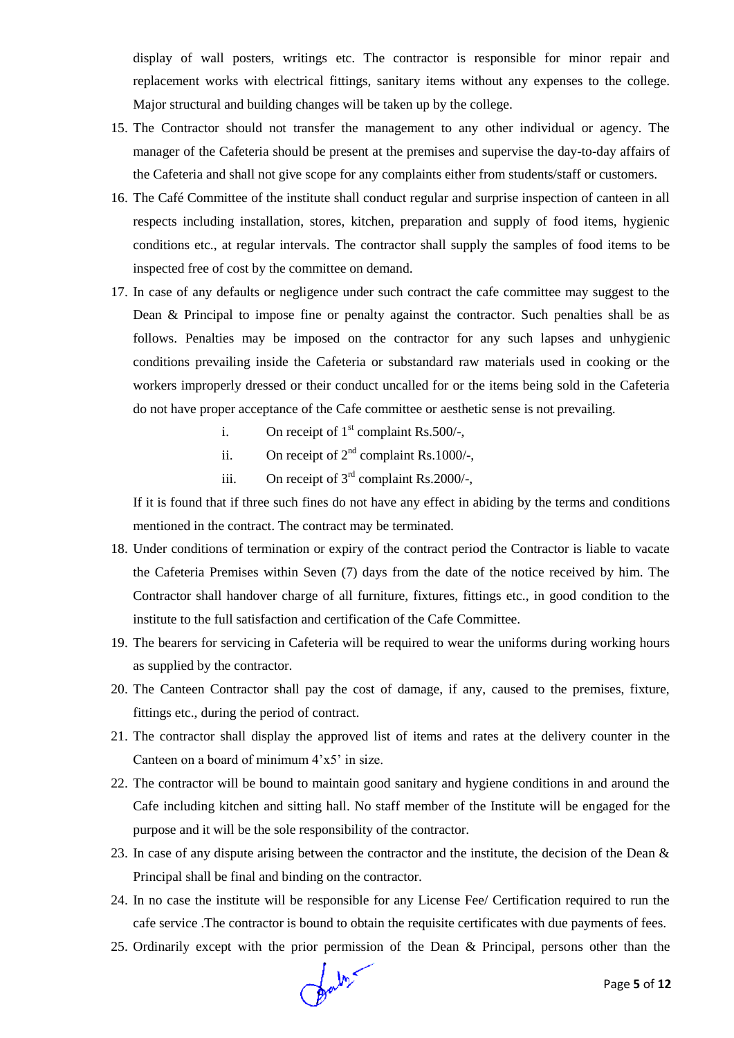display of wall posters, writings etc. The contractor is responsible for minor repair and replacement works with electrical fittings, sanitary items without any expenses to the college. Major structural and building changes will be taken up by the college.

15. The Contractor should not transfer the management to any other individual or agency. The manager of the Cafeteria should be present at the premises and supervise the day-to-day affairs of the Cafeteria and shall not give scope for any complaints either from students/staff or customers.
16. The Café Committee of the institute shall conduct regular and surprise inspection of canteen in all respects including installation, stores, kitchen, preparation and supply of food items, hygienic conditions etc., at regular intervals. The contractor shall supply the samples of food items to be inspected free of cost by the committee on demand.
17. In case of any defaults or negligence under such contract the cafe committee may suggest to the Dean & Principal to impose fine or penalty against the contractor. Such penalties shall be as follows. Penalties may be imposed on the contractor for any such lapses and unhygienic conditions prevailing inside the Cafeteria or substandard raw materials used in cooking or the workers improperly dressed or their conduct uncalled for or the items being sold in the Cafeteria do not have proper acceptance of the Cafe committee or aesthetic sense is not prevailing.

    i. On receipt of 1st complaint Rs.500/-,

    ii. On receipt of 2nd complaint Rs.1000/-,

    iii. On receipt of 3rd complaint Rs.2000/-,

    If it is found that if three such fines do not have any effect in abiding by the terms and conditions mentioned in the contract. The contract may be terminated.
18. Under conditions of termination or expiry of the contract period the Contractor is liable to vacate the Cafeteria Premises within Seven (7) days from the date of the notice received by him. The Contractor shall handover charge of all furniture, fixtures, fittings etc., in good condition to the institute to the full satisfaction and certification of the Cafe Committee.
19. The bearers for servicing in Cafeteria will be required to wear the uniforms during working hours as supplied by the contractor.
20. The Canteen Contractor shall pay the cost of damage, if any, caused to the premises, fixture, fittings etc., during the period of contract.
21. The contractor shall display the approved list of items and rates at the delivery counter in the Canteen on a board of minimum 4'x5' in size.
22. The contractor will be bound to maintain good sanitary and hygiene conditions in and around the Cafe including kitchen and sitting hall. No staff member of the Institute will be engaged for the purpose and it will be the sole responsibility of the contractor.
23. In case of any dispute arising between the contractor and the institute, the decision of the Dean & Principal shall be final and binding on the contractor.
24. In no case the institute will be responsible for any License Fee/ Certification required to run the cafe service .The contractor is bound to obtain the requisite certificates with due payments of fees.
25. Ordinarily except with the prior permission of the Dean & Principal, persons other than the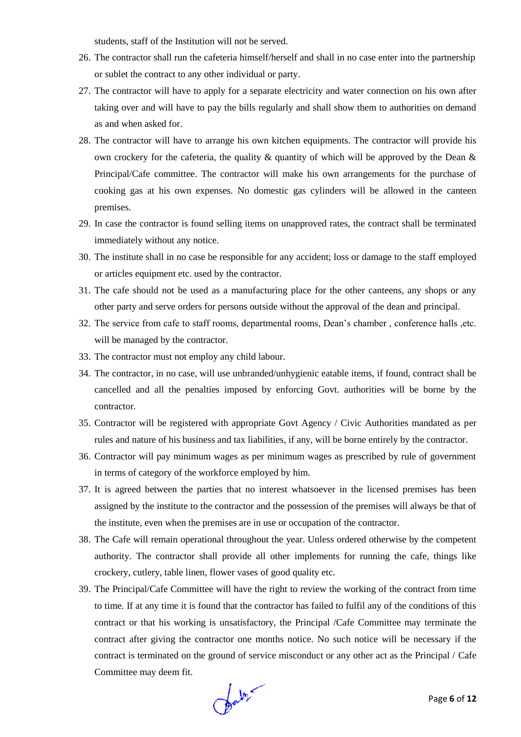students, staff of the Institution will not be served.

26. The contractor shall run the cafeteria himself/herself and shall in no case enter into the partnership or sublet the contract to any other individual or party.
27. The contractor will have to apply for a separate electricity and water connection on his own after taking over and will have to pay the bills regularly and shall show them to authorities on demand as and when asked for.
28. The contractor will have to arrange his own kitchen equipments. The contractor will provide his own crockery for the cafeteria, the quality & quantity of which will be approved by the Dean & Principal/Cafe committee. The contractor will make his own arrangements for the purchase of cooking gas at his own expenses. No domestic gas cylinders will be allowed in the canteen premises.
29. In case the contractor is found selling items on unapproved rates, the contract shall be terminated immediately without any notice.
30. The institute shall in no case be responsible for any accident; loss or damage to the staff employed or articles equipment etc. used by the contractor.
31. The cafe should not be used as a manufacturing place for the other canteens, any shops or any other party and serve orders for persons outside without the approval of the dean and principal.
32. The service from cafe to staff rooms, departmental rooms, Dean's chamber , conference halls ,etc. will be managed by the contractor.
33. The contractor must not employ any child labour.
34. The contractor, in no case, will use unbranded/unhygienic eatable items, if found, contract shall be cancelled and all the penalties imposed by enforcing Govt. authorities will be borne by the contractor.
35. Contractor will be registered with appropriate Govt Agency / Civic Authorities mandated as per rules and nature of his business and tax liabilities, if any, will be borne entirely by the contractor.
36. Contractor will pay minimum wages as per minimum wages as prescribed by rule of government in terms of category of the workforce employed by him.
37. It is agreed between the parties that no interest whatsoever in the licensed premises has been assigned by the institute to the contractor and the possession of the premises will always be that of the institute, even when the premises are in use or occupation of the contractor.
38. The Cafe will remain operational throughout the year. Unless ordered otherwise by the competent authority. The contractor shall provide all other implements for running the cafe, things like crockery, cutlery, table linen, flower vases of good quality etc.
39. The Principal/Cafe Committee will have the right to review the working of the contract from time to time. If at any time it is found that the contractor has failed to fulfil any of the conditions of this contract or that his working is unsatisfactory, the Principal /Cafe Committee may terminate the contract after giving the contractor one months notice. No such notice will be necessary if the contract is terminated on the ground of service misconduct or any other act as the Principal / Cafe Committee may deem fit.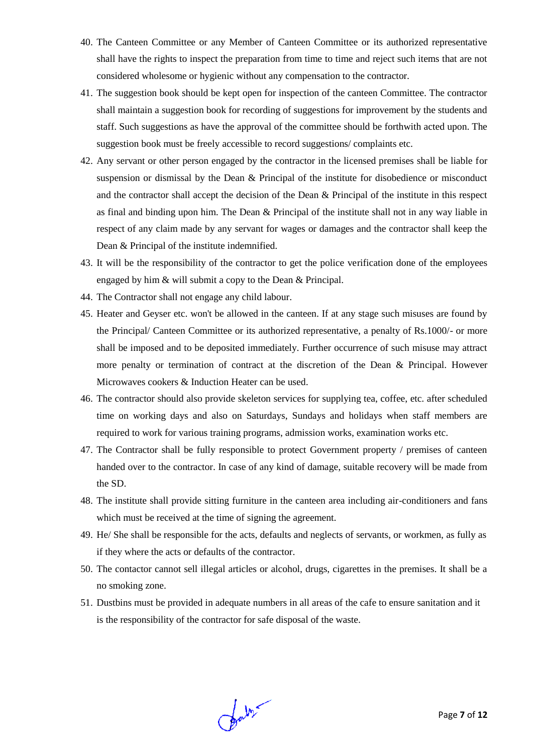40. The Canteen Committee or any Member of Canteen Committee or its authorized representative shall have the rights to inspect the preparation from time to time and reject such items that are not considered wholesome or hygienic without any compensation to the contractor.
41. The suggestion book should be kept open for inspection of the canteen Committee. The contractor shall maintain a suggestion book for recording of suggestions for improvement by the students and staff. Such suggestions as have the approval of the committee should be forthwith acted upon. The suggestion book must be freely accessible to record suggestions/ complaints etc.
42. Any servant or other person engaged by the contractor in the licensed premises shall be liable for suspension or dismissal by the Dean & Principal of the institute for disobedience or misconduct and the contractor shall accept the decision of the Dean & Principal of the institute in this respect as final and binding upon him. The Dean & Principal of the institute shall not in any way liable in respect of any claim made by any servant for wages or damages and the contractor shall keep the Dean & Principal of the institute indemnified.
43. It will be the responsibility of the contractor to get the police verification done of the employees engaged by him & will submit a copy to the Dean & Principal.
44. The Contractor shall not engage any child labour.
45. Heater and Geyser etc. won't be allowed in the canteen. If at any stage such misuses are found by the Principal/ Canteen Committee or its authorized representative, a penalty of Rs.1000/- or more shall be imposed and to be deposited immediately. Further occurrence of such misuse may attract more penalty or termination of contract at the discretion of the Dean & Principal. However Microwaves cookers & Induction Heater can be used.
46. The contractor should also provide skeleton services for supplying tea, coffee, etc. after scheduled time on working days and also on Saturdays, Sundays and holidays when staff members are required to work for various training programs, admission works, examination works etc.
47. The Contractor shall be fully responsible to protect Government property / premises of canteen handed over to the contractor. In case of any kind of damage, suitable recovery will be made from the SD.
48. The institute shall provide sitting furniture in the canteen area including air-conditioners and fans which must be received at the time of signing the agreement.
49. He/ She shall be responsible for the acts, defaults and neglects of servants, or workmen, as fully as if they where the acts or defaults of the contractor.
50. The contactor cannot sell illegal articles or alcohol, drugs, cigarettes in the premises. It shall be a no smoking zone.
51. Dustbins must be provided in adequate numbers in all areas of the cafe to ensure sanitation and it is the responsibility of the contractor for safe disposal of the waste.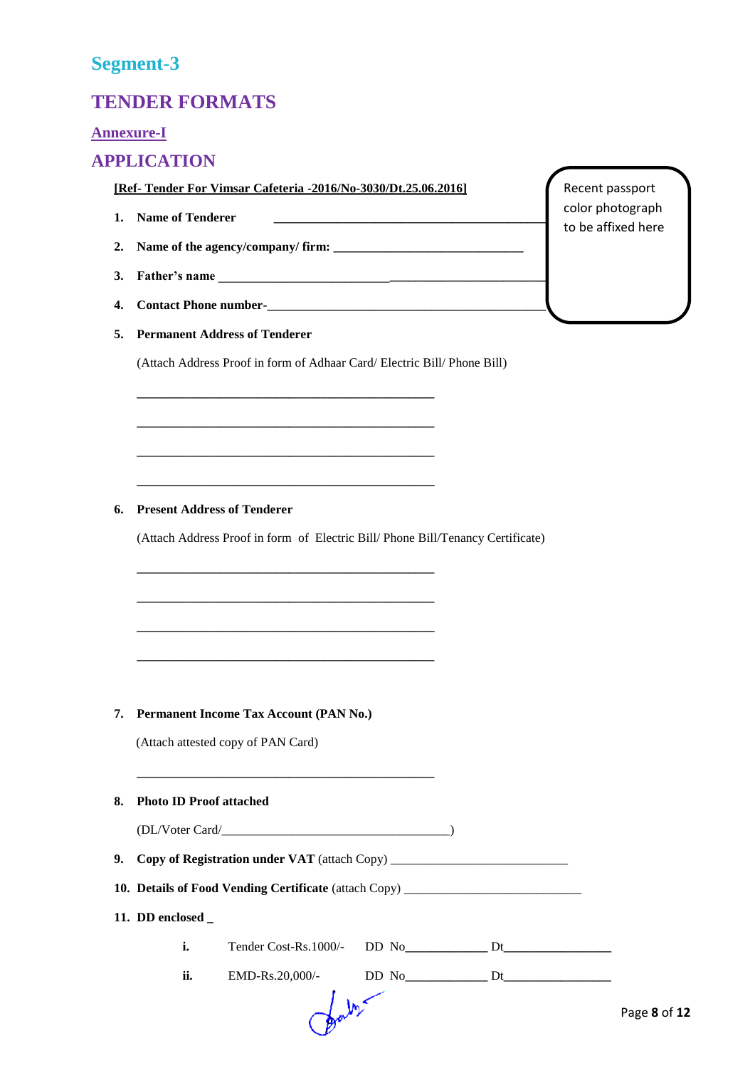## Segment-3

# TENDER FORMATS

### Annexure-I

## APPLICATION

**[Ref- Tender For Vimsar Cafeteria -2016/No-3030/Dt.25.06.2016]**

Recent passport color photograph to be affixed here

1. **Name of Tenderer** ________________________________________
2. **Name of the agency/company/ firm:** ______________________________
3. **Father's name** ________________________________________________
4. **Contact Phone number-**___________________________________________
5. **Permanent Address of Tenderer**

   (Attach Address Proof in form of Adhaar Card/ Electric Bill/ Phone Bill)

   ________________________________________________

   ________________________________________________

   ________________________________________________

   ________________________________________________

6. **Present Address of Tenderer**

   (Attach Address Proof in form of Electric Bill/ Phone Bill/Tenancy Certificate)

   ________________________________________________

   ________________________________________________

   ________________________________________________

   ________________________________________________

7. **Permanent Income Tax Account (PAN No.)**

   (Attach attested copy of PAN Card)

   ________________________________________________

8. **Photo ID Proof attached**

   (DL/Voter Card/____________________________________)

9. **Copy of Registration under VAT** (attach Copy) ____________________________
10. **Details of Food Vending Certificate** (attach Copy) ____________________________
11. **DD enclosed** _

    i. Tender Cost-Rs.1000/- DD No____________ Dt________________

    ii. EMD-Rs.20,000/- DD No____________ Dt________________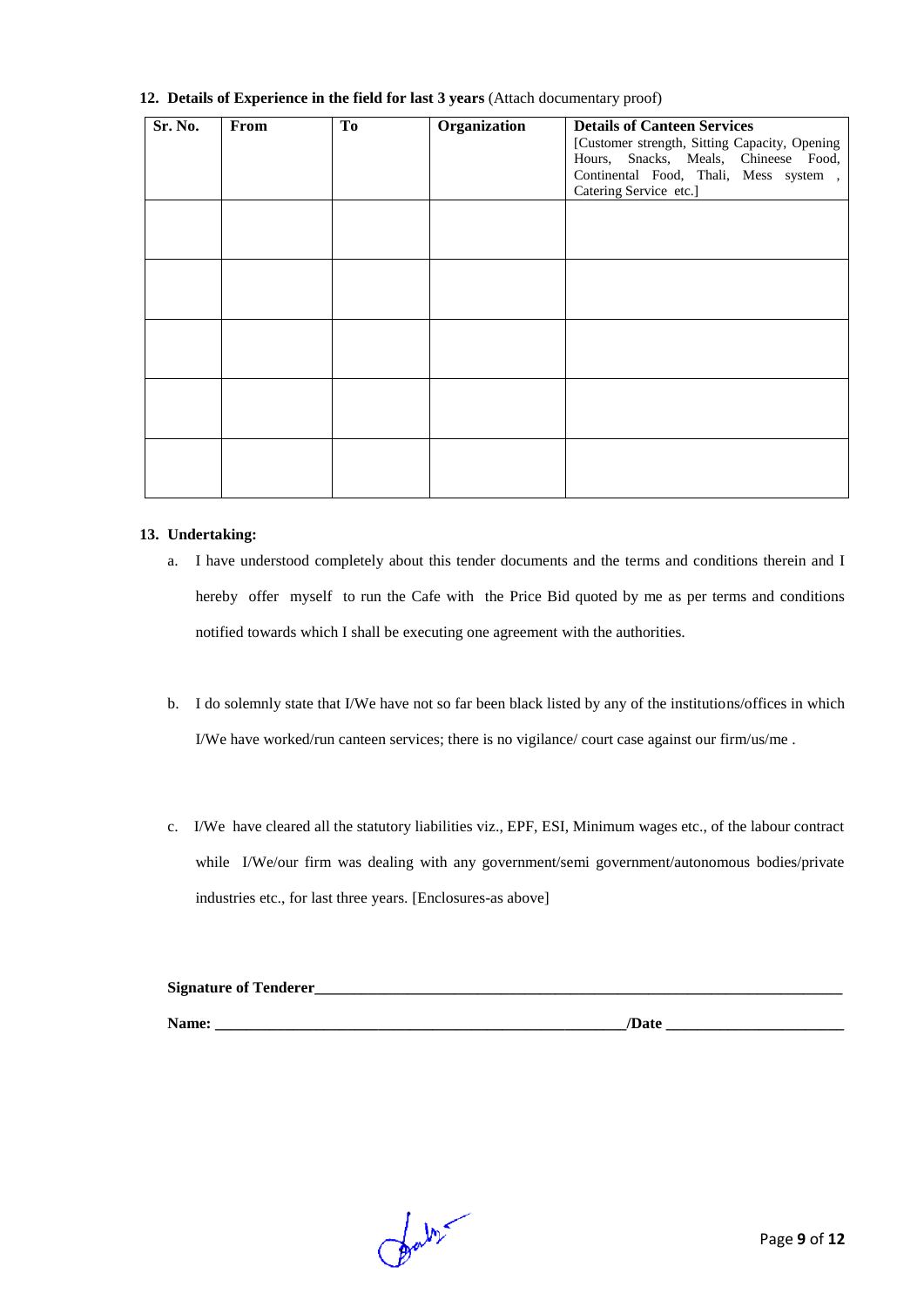**12. Details of Experience in the field for last 3 years** (Attach documentary proof)

| Sr. No. | From | To | Organization | **Details of Canteen Services** [Customer strength, Sitting Capacity, Opening Hours, Snacks, Meals, Chineese Food, Continental Food, Thali, Mess system , Catering Service etc.] |
|---|---|---|---|---|
| | | | | |
| | | | | |
| | | | | |
| | | | | |
| | | | | |

**13. Undertaking:**

a. I have understood completely about this tender documents and the terms and conditions therein and I hereby offer myself to run the Cafe with the Price Bid quoted by me as per terms and conditions notified towards which I shall be executing one agreement with the authorities.

b. I do solemnly state that I/We have not so far been black listed by any of the institutions/offices in which I/We have worked/run canteen services; there is no vigilance/ court case against our firm/us/me .

c. I/We have cleared all the statutory liabilities viz., EPF, ESI, Minimum wages etc., of the labour contract while I/We/our firm was dealing with any government/semi government/autonomous bodies/private industries etc., for last three years. [Enclosures-as above]

**Signature of Tenderer**\_\_\_\_\_\_\_\_\_\_\_\_\_\_\_\_\_\_\_\_\_\_\_\_\_\_\_\_\_\_\_\_\_\_\_\_\_\_\_\_

**Name:** \_\_\_\_\_\_\_\_\_\_\_\_\_\_\_\_\_\_\_\_\_\_\_\_\_\_\_\_\_\_\_\_**/Date** \_\_\_\_\_\_\_\_\_\_\_\_\_\_\_\_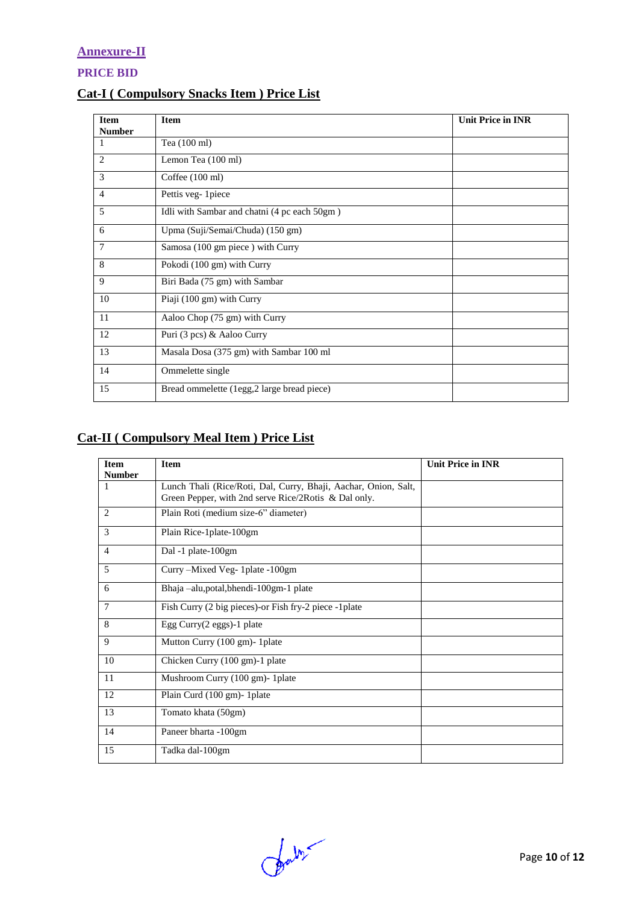## Annexure-II

### PRICE BID

### Cat-I ( Compulsory Snacks Item ) Price List

| Item Number | Item | Unit Price in INR |
|---|---|---|
| 1 | Tea (100 ml) | |
| 2 | Lemon Tea (100 ml) | |
| 3 | Coffee (100 ml) | |
| 4 | Pettis veg- 1piece | |
| 5 | Idli with Sambar and chatni (4 pc each 50gm ) | |
| 6 | Upma (Suji/Semai/Chuda) (150 gm) | |
| 7 | Samosa (100 gm piece ) with Curry | |
| 8 | Pokodi (100 gm) with Curry | |
| 9 | Biri Bada (75 gm) with Sambar | |
| 10 | Piaji (100 gm) with Curry | |
| 11 | Aaloo Chop (75 gm) with Curry | |
| 12 | Puri (3 pcs) & Aaloo Curry | |
| 13 | Masala Dosa (375 gm) with Sambar 100 ml | |
| 14 | Ommelette single | |
| 15 | Bread ommelette (1egg,2 large bread piece) | |

### Cat-II ( Compulsory Meal Item ) Price List

| Item Number | Item | Unit Price in INR |
|---|---|---|
| 1 | Lunch Thali (Rice/Roti, Dal, Curry, Bhaji, Aachar, Onion, Salt, Green Pepper, with 2nd serve Rice/2Rotis & Dal only. | |
| 2 | Plain Roti (medium size-6" diameter) | |
| 3 | Plain Rice-1plate-100gm | |
| 4 | Dal -1 plate-100gm | |
| 5 | Curry –Mixed Veg- 1plate -100gm | |
| 6 | Bhaja –alu,potal,bhendi-100gm-1 plate | |
| 7 | Fish Curry (2 big pieces)-or Fish fry-2 piece -1plate | |
| 8 | Egg Curry(2 eggs)-1 plate | |
| 9 | Mutton Curry (100 gm)- 1plate | |
| 10 | Chicken Curry (100 gm)-1 plate | |
| 11 | Mushroom Curry (100 gm)- 1plate | |
| 12 | Plain Curd (100 gm)- 1plate | |
| 13 | Tomato khata (50gm) | |
| 14 | Paneer bharta -100gm | |
| 15 | Tadka dal-100gm | |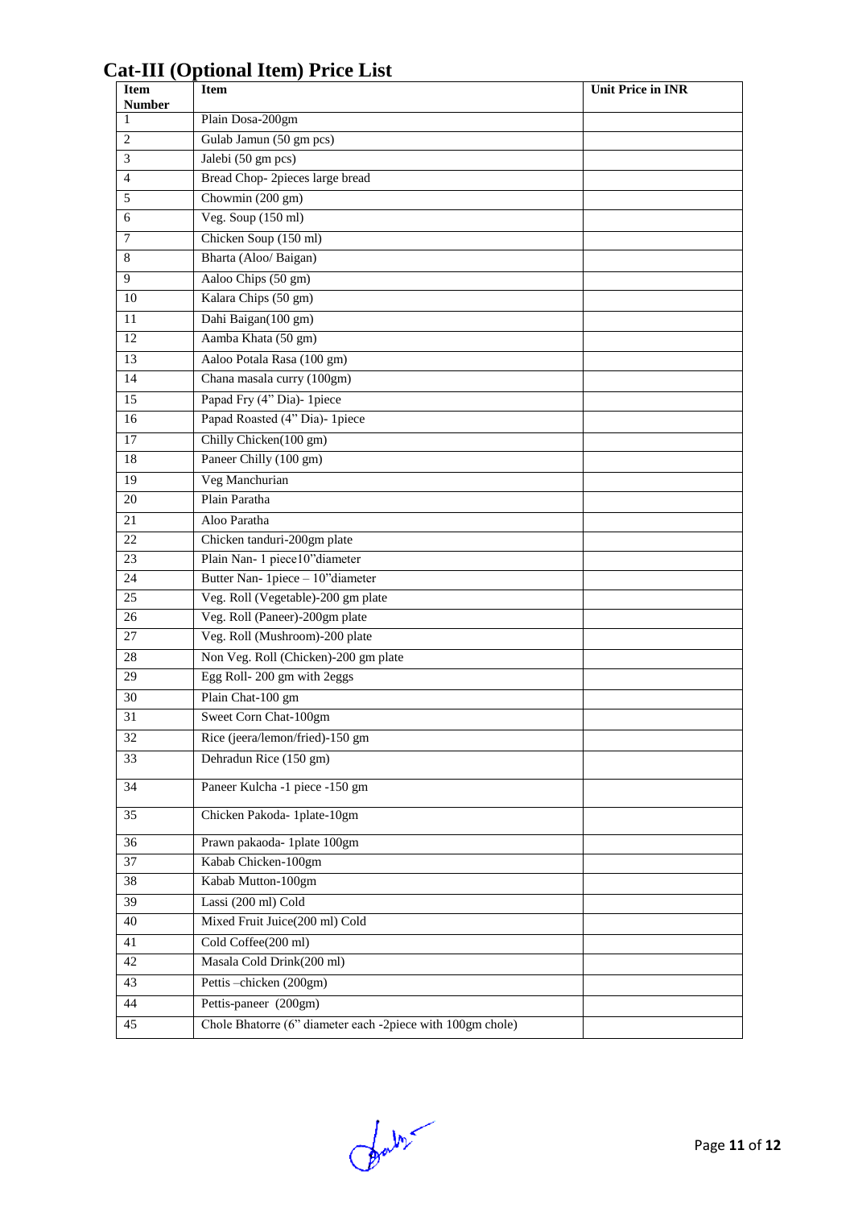## Cat-III (Optional Item) Price List

| Item Number | Item | Unit Price in INR |
|---|---|---|
| 1 | Plain Dosa-200gm | |
| 2 | Gulab Jamun (50 gm pcs) | |
| 3 | Jalebi (50 gm pcs) | |
| 4 | Bread Chop- 2pieces large bread | |
| 5 | Chowmin (200 gm) | |
| 6 | Veg. Soup (150 ml) | |
| 7 | Chicken Soup (150 ml) | |
| 8 | Bharta (Aloo/ Baigan) | |
| 9 | Aaloo Chips (50 gm) | |
| 10 | Kalara Chips (50 gm) | |
| 11 | Dahi Baigan(100 gm) | |
| 12 | Aamba Khata (50 gm) | |
| 13 | Aaloo Potala Rasa (100 gm) | |
| 14 | Chana masala curry (100gm) | |
| 15 | Papad Fry (4" Dia)- 1piece | |
| 16 | Papad Roasted (4" Dia)- 1piece | |
| 17 | Chilly Chicken(100 gm) | |
| 18 | Paneer Chilly (100 gm) | |
| 19 | Veg Manchurian | |
| 20 | Plain Paratha | |
| 21 | Aloo Paratha | |
| 22 | Chicken tanduri-200gm plate | |
| 23 | Plain Nan- 1 piece10"diameter | |
| 24 | Butter Nan- 1piece – 10"diameter | |
| 25 | Veg. Roll (Vegetable)-200 gm plate | |
| 26 | Veg. Roll (Paneer)-200gm plate | |
| 27 | Veg. Roll (Mushroom)-200 plate | |
| 28 | Non Veg. Roll (Chicken)-200 gm plate | |
| 29 | Egg Roll- 200 gm with 2eggs | |
| 30 | Plain Chat-100 gm | |
| 31 | Sweet Corn Chat-100gm | |
| 32 | Rice (jeera/lemon/fried)-150 gm | |
| 33 | Dehradun Rice (150 gm) | |
| 34 | Paneer Kulcha -1 piece -150 gm | |
| 35 | Chicken Pakoda- 1plate-10gm | |
| 36 | Prawn pakaoda- 1plate 100gm | |
| 37 | Kabab Chicken-100gm | |
| 38 | Kabab Mutton-100gm | |
| 39 | Lassi (200 ml) Cold | |
| 40 | Mixed Fruit Juice(200 ml) Cold | |
| 41 | Cold Coffee(200 ml) | |
| 42 | Masala Cold Drink(200 ml) | |
| 43 | Pettis –chicken (200gm) | |
| 44 | Pettis-paneer (200gm) | |
| 45 | Chole Bhatorre (6" diameter each -2piece with 100gm chole) | |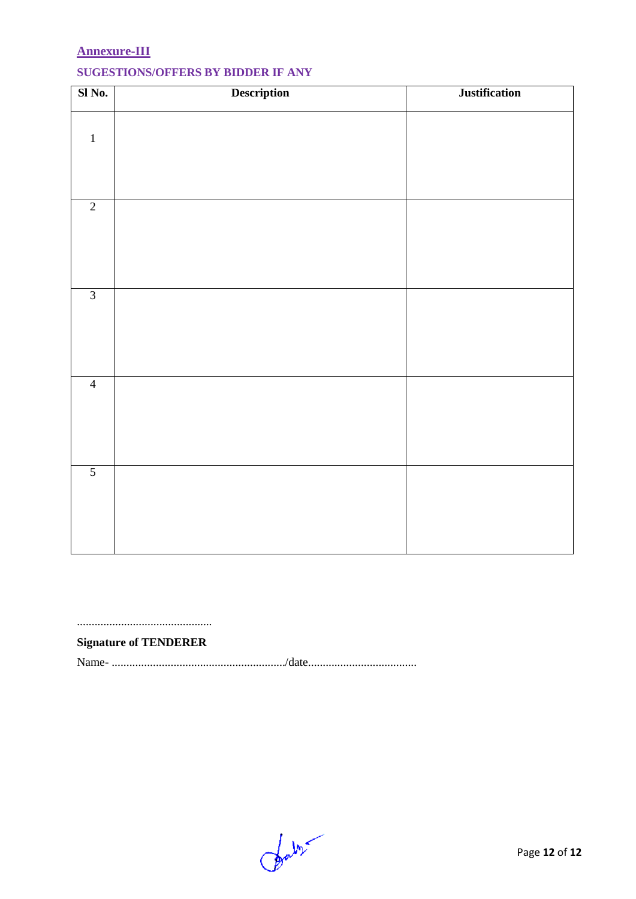**Annexure-III**

**SUGESTIONS/OFFERS BY BIDDER IF ANY**

| Sl No. | Description | Justification |
|---|---|---|
| 1 | | |
| 2 | | |
| 3 | | |
| 4 | | |
| 5 | | |

.............................................

**Signature of TENDERER**

Name- .........................................................../date....................................